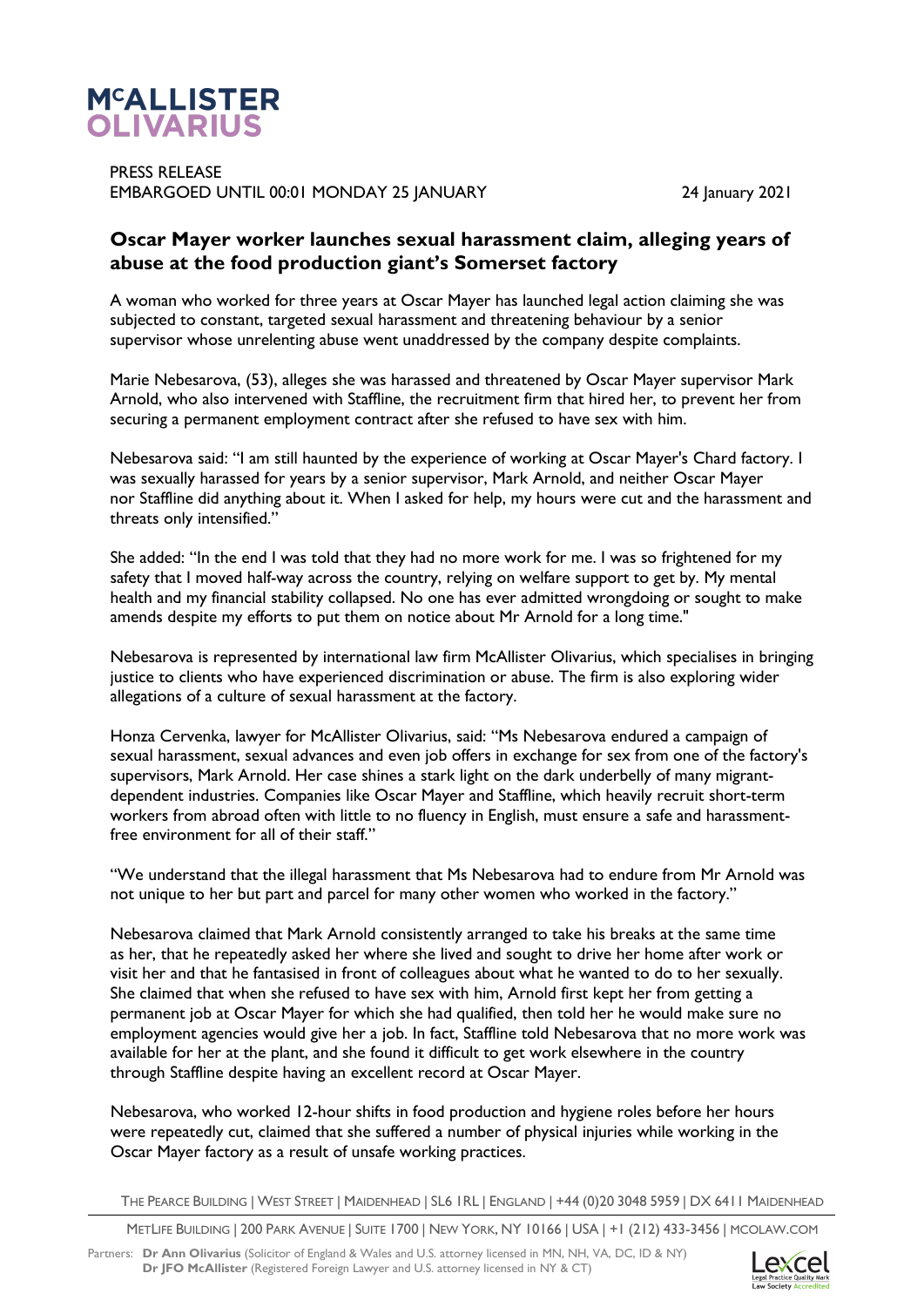McALLISTER OLIVARIUS

PRESS RELEASE
EMBARGOED UNTIL 00:01 MONDAY 25 JANUARY

24 January 2021

## Oscar Mayer worker launches sexual harassment claim, alleging years of abuse at the food production giant's Somerset factory

A woman who worked for three years at Oscar Mayer has launched legal action claiming she was subjected to constant, targeted sexual harassment and threatening behaviour by a senior supervisor whose unrelenting abuse went unaddressed by the company despite complaints.

Marie Nebesarova, (53), alleges she was harassed and threatened by Oscar Mayer supervisor Mark Arnold, who also intervened with Staffline, the recruitment firm that hired her, to prevent her from securing a permanent employment contract after she refused to have sex with him.

Nebesarova said: "I am still haunted by the experience of working at Oscar Mayer's Chard factory. I was sexually harassed for years by a senior supervisor, Mark Arnold, and neither Oscar Mayer nor Staffline did anything about it. When I asked for help, my hours were cut and the harassment and threats only intensified."

She added: "In the end I was told that they had no more work for me. I was so frightened for my safety that I moved half-way across the country, relying on welfare support to get by. My mental health and my financial stability collapsed. No one has ever admitted wrongdoing or sought to make amends despite my efforts to put them on notice about Mr Arnold for a long time."

Nebesarova is represented by international law firm McAllister Olivarius, which specialises in bringing justice to clients who have experienced discrimination or abuse. The firm is also exploring wider allegations of a culture of sexual harassment at the factory.

Honza Cervenka, lawyer for McAllister Olivarius, said: "Ms Nebesarova endured a campaign of sexual harassment, sexual advances and even job offers in exchange for sex from one of the factory's supervisors, Mark Arnold. Her case shines a stark light on the dark underbelly of many migrant-dependent industries. Companies like Oscar Mayer and Staffline, which heavily recruit short-term workers from abroad often with little to no fluency in English, must ensure a safe and harassment-free environment for all of their staff."

"We understand that the illegal harassment that Ms Nebesarova had to endure from Mr Arnold was not unique to her but part and parcel for many other women who worked in the factory."

Nebesarova claimed that Mark Arnold consistently arranged to take his breaks at the same time as her, that he repeatedly asked her where she lived and sought to drive her home after work or visit her and that he fantasised in front of colleagues about what he wanted to do to her sexually. She claimed that when she refused to have sex with him, Arnold first kept her from getting a permanent job at Oscar Mayer for which she had qualified, then told her he would make sure no employment agencies would give her a job. In fact, Staffline told Nebesarova that no more work was available for her at the plant, and she found it difficult to get work elsewhere in the country through Staffline despite having an excellent record at Oscar Mayer.

Nebesarova, who worked 12-hour shifts in food production and hygiene roles before her hours were repeatedly cut, claimed that she suffered a number of physical injuries while working in the Oscar Mayer factory as a result of unsafe working practices.

THE PEARCE BUILDING | WEST STREET | MAIDENHEAD | SL6 1RL | ENGLAND | +44 (0)20 3048 5959 | DX 6411 MAIDENHEAD

METLIFE BUILDING | 200 PARK AVENUE | SUITE 1700 | NEW YORK, NY 10166 | USA | +1 (212) 433-3456 | MCOLAW.COM

Partners: **Dr Ann Olivarius** (Solicitor of England & Wales and U.S. attorney licensed in MN, NH, VA, DC, ID & NY)
**Dr JFO McAllister** (Registered Foreign Lawyer and U.S. attorney licensed in NY & CT)

Lexcel Legal Practice Quality Mark Law Society Accredited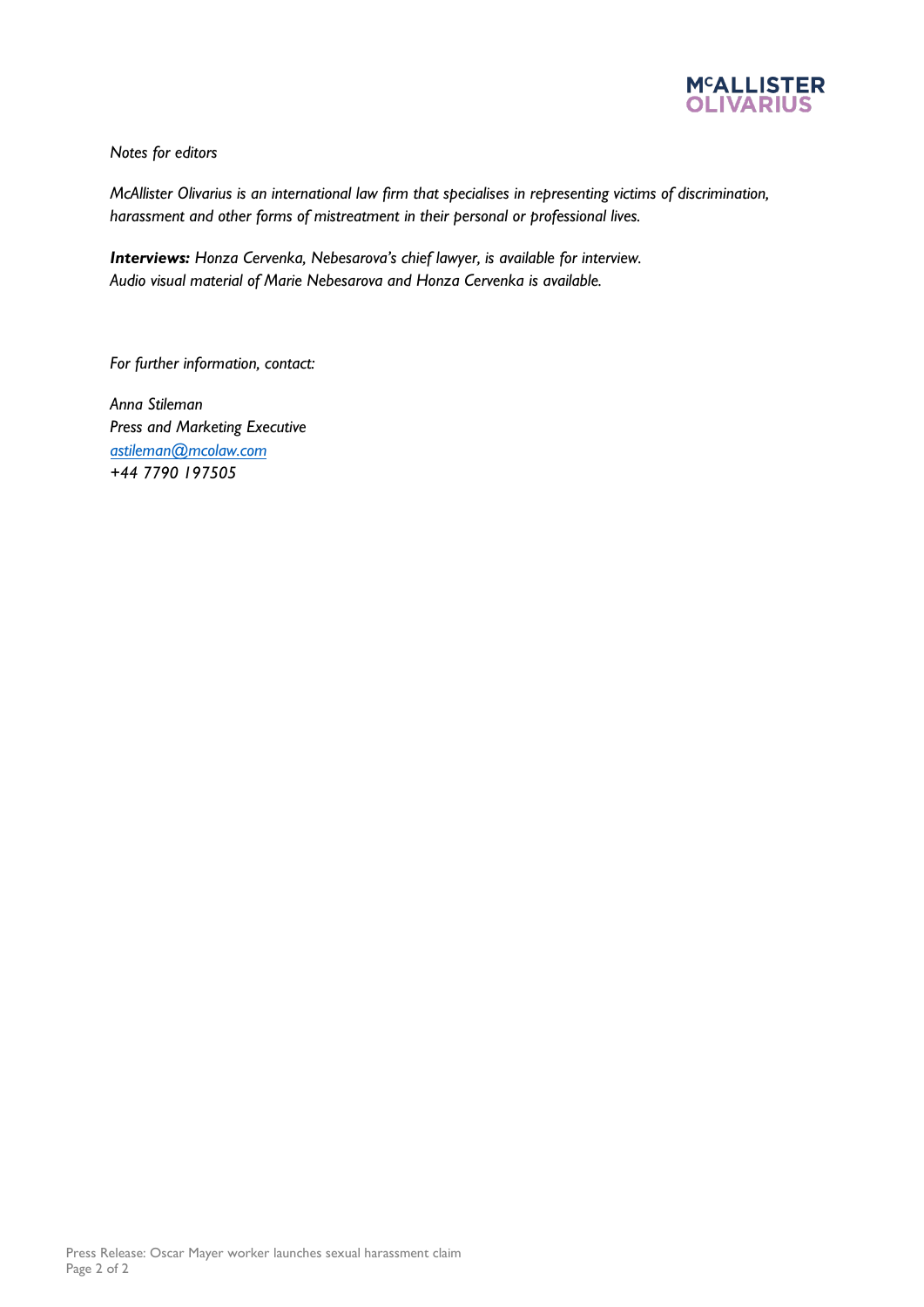*Notes for editors*

*McAllister Olivarius is an international law firm that specialises in representing victims of discrimination, harassment and other forms of mistreatment in their personal or professional lives.*

***Interviews:*** *Honza Cervenka, Nebesarova's chief lawyer, is available for interview.*
*Audio visual material of Marie Nebesarova and Honza Cervenka is available.*

*For further information, contact:*

*Anna Stileman*
*Press and Marketing Executive*
*astileman@mcolaw.com*
*+44 7790 197505*